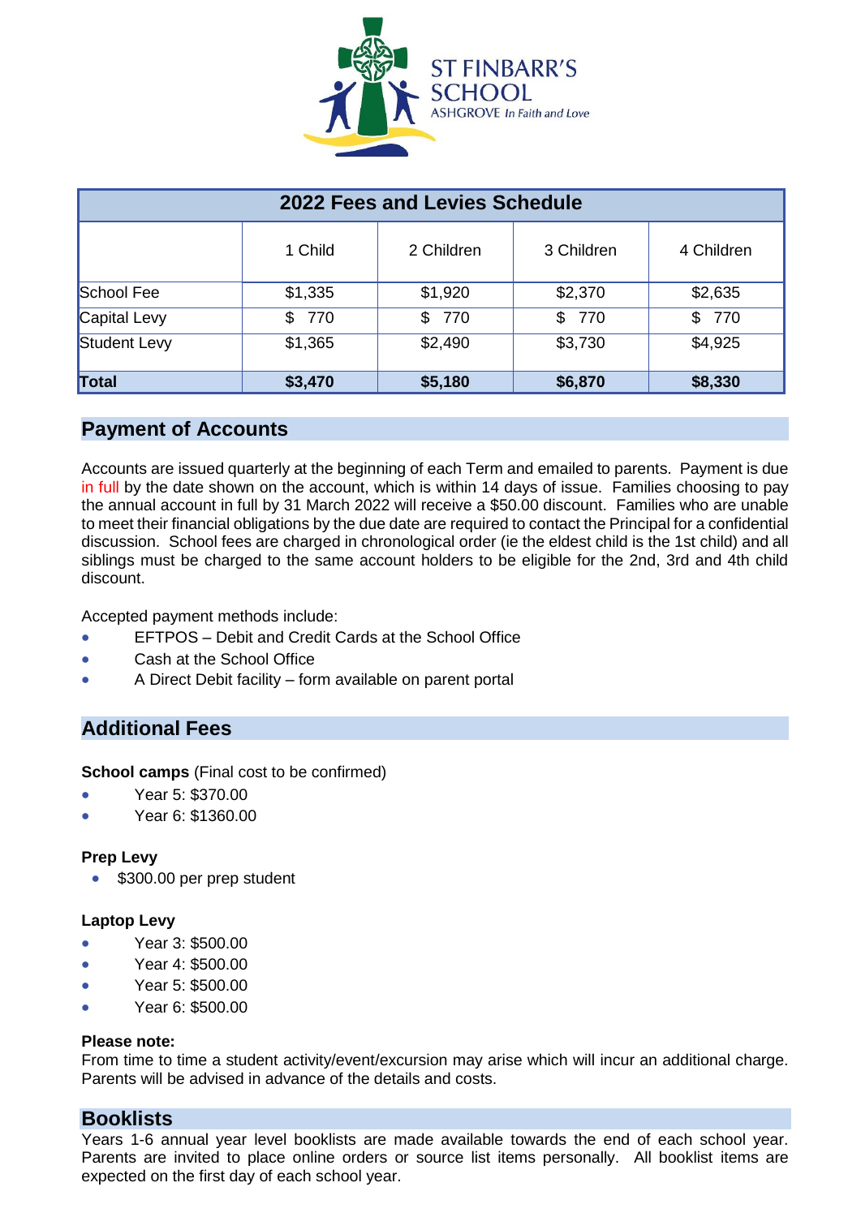ST FINBARR'S SCHOOL
ASHGROVE *In Faith and Love*

| 2022 Fees and Levies Schedule | | | | |
|---|---|---|---|---|
| | 1 Child | 2 Children | 3 Children | 4 Children |
| School Fee | $1,335 | $1,920 | $2,370 | $2,635 |
| Capital Levy | $ 770 | $ 770 | $ 770 | $ 770 |
| Student Levy | $1,365 | $2,490 | $3,730 | $4,925 |
| **Total** | **$3,470** | **$5,180** | **$6,870** | **$8,330** |

## Payment of Accounts

Accounts are issued quarterly at the beginning of each Term and emailed to parents. Payment is due in full by the date shown on the account, which is within 14 days of issue. Families choosing to pay the annual account in full by 31 March 2022 will receive a $50.00 discount. Families who are unable to meet their financial obligations by the due date are required to contact the Principal for a confidential discussion. School fees are charged in chronological order (ie the eldest child is the 1st child) and all siblings must be charged to the same account holders to be eligible for the 2nd, 3rd and 4th child discount.

Accepted payment methods include:

- EFTPOS – Debit and Credit Cards at the School Office
- Cash at the School Office
- A Direct Debit facility – form available on parent portal

## Additional Fees

**School camps** (Final cost to be confirmed)

- Year 5: $370.00
- Year 6: $1360.00

**Prep Levy**

- $300.00 per prep student

**Laptop Levy**

- Year 3: $500.00
- Year 4: $500.00
- Year 5: $500.00
- Year 6: $500.00

**Please note:**
From time to time a student activity/event/excursion may arise which will incur an additional charge. Parents will be advised in advance of the details and costs.

## Booklists

Years 1-6 annual year level booklists are made available towards the end of each school year. Parents are invited to place online orders or source list items personally. All booklist items are expected on the first day of each school year.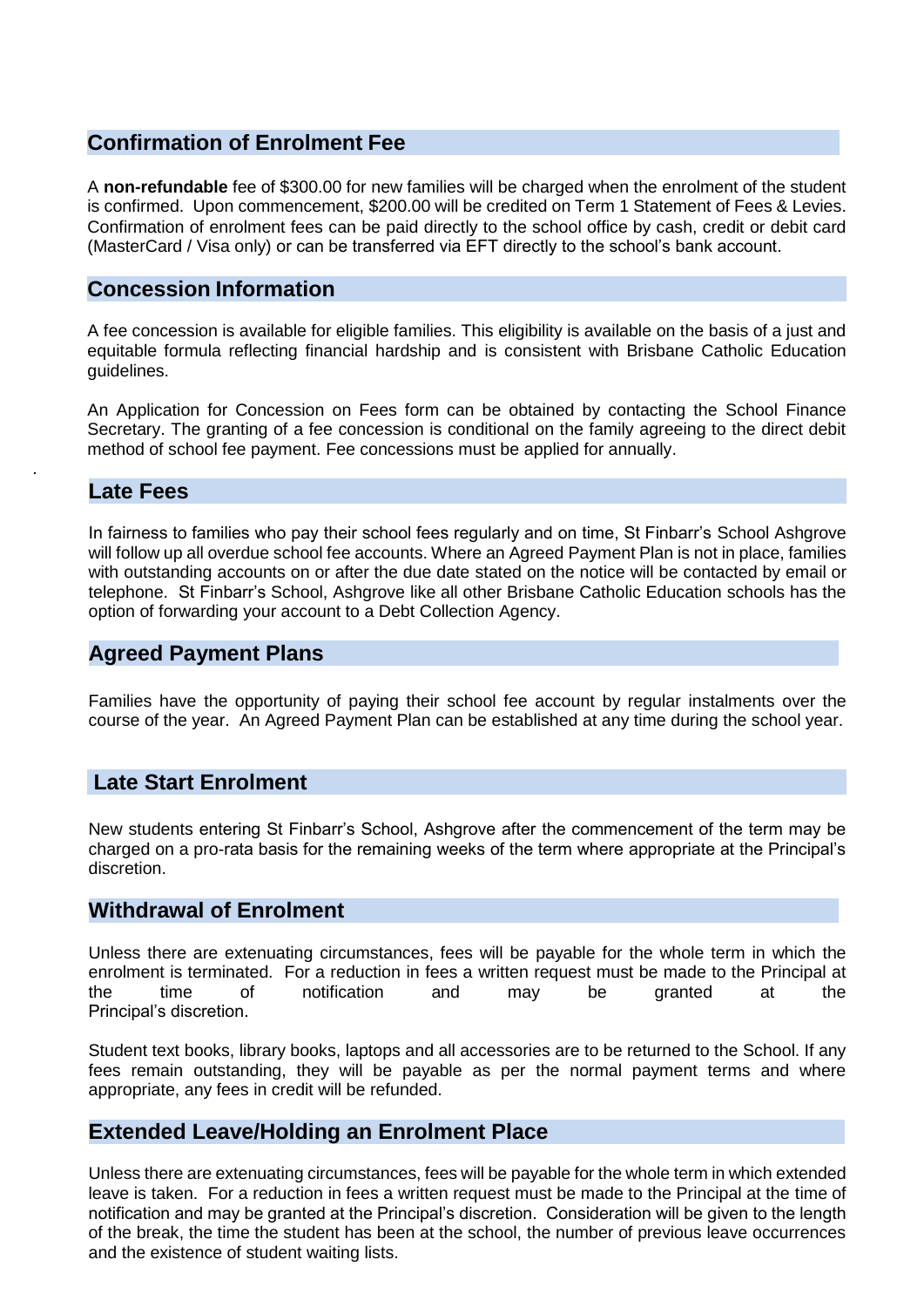## Confirmation of Enrolment Fee

A **non-refundable** fee of $300.00 for new families will be charged when the enrolment of the student is confirmed. Upon commencement, $200.00 will be credited on Term 1 Statement of Fees & Levies. Confirmation of enrolment fees can be paid directly to the school office by cash, credit or debit card (MasterCard / Visa only) or can be transferred via EFT directly to the school's bank account.

## Concession Information

A fee concession is available for eligible families. This eligibility is available on the basis of a just and equitable formula reflecting financial hardship and is consistent with Brisbane Catholic Education guidelines.

An Application for Concession on Fees form can be obtained by contacting the School Finance Secretary. The granting of a fee concession is conditional on the family agreeing to the direct debit method of school fee payment. Fee concessions must be applied for annually.

## Late Fees

In fairness to families who pay their school fees regularly and on time, St Finbarr's School Ashgrove will follow up all overdue school fee accounts. Where an Agreed Payment Plan is not in place, families with outstanding accounts on or after the due date stated on the notice will be contacted by email or telephone. St Finbarr's School, Ashgrove like all other Brisbane Catholic Education schools has the option of forwarding your account to a Debt Collection Agency.

## Agreed Payment Plans

Families have the opportunity of paying their school fee account by regular instalments over the course of the year. An Agreed Payment Plan can be established at any time during the school year.

## Late Start Enrolment

New students entering St Finbarr's School, Ashgrove after the commencement of the term may be charged on a pro-rata basis for the remaining weeks of the term where appropriate at the Principal's discretion.

## Withdrawal of Enrolment

Unless there are extenuating circumstances, fees will be payable for the whole term in which the enrolment is terminated. For a reduction in fees a written request must be made to the Principal at the time of notification and may be granted at the Principal's discretion.

Student text books, library books, laptops and all accessories are to be returned to the School. If any fees remain outstanding, they will be payable as per the normal payment terms and where appropriate, any fees in credit will be refunded.

## Extended Leave/Holding an Enrolment Place

Unless there are extenuating circumstances, fees will be payable for the whole term in which extended leave is taken. For a reduction in fees a written request must be made to the Principal at the time of notification and may be granted at the Principal's discretion. Consideration will be given to the length of the break, the time the student has been at the school, the number of previous leave occurrences and the existence of student waiting lists.